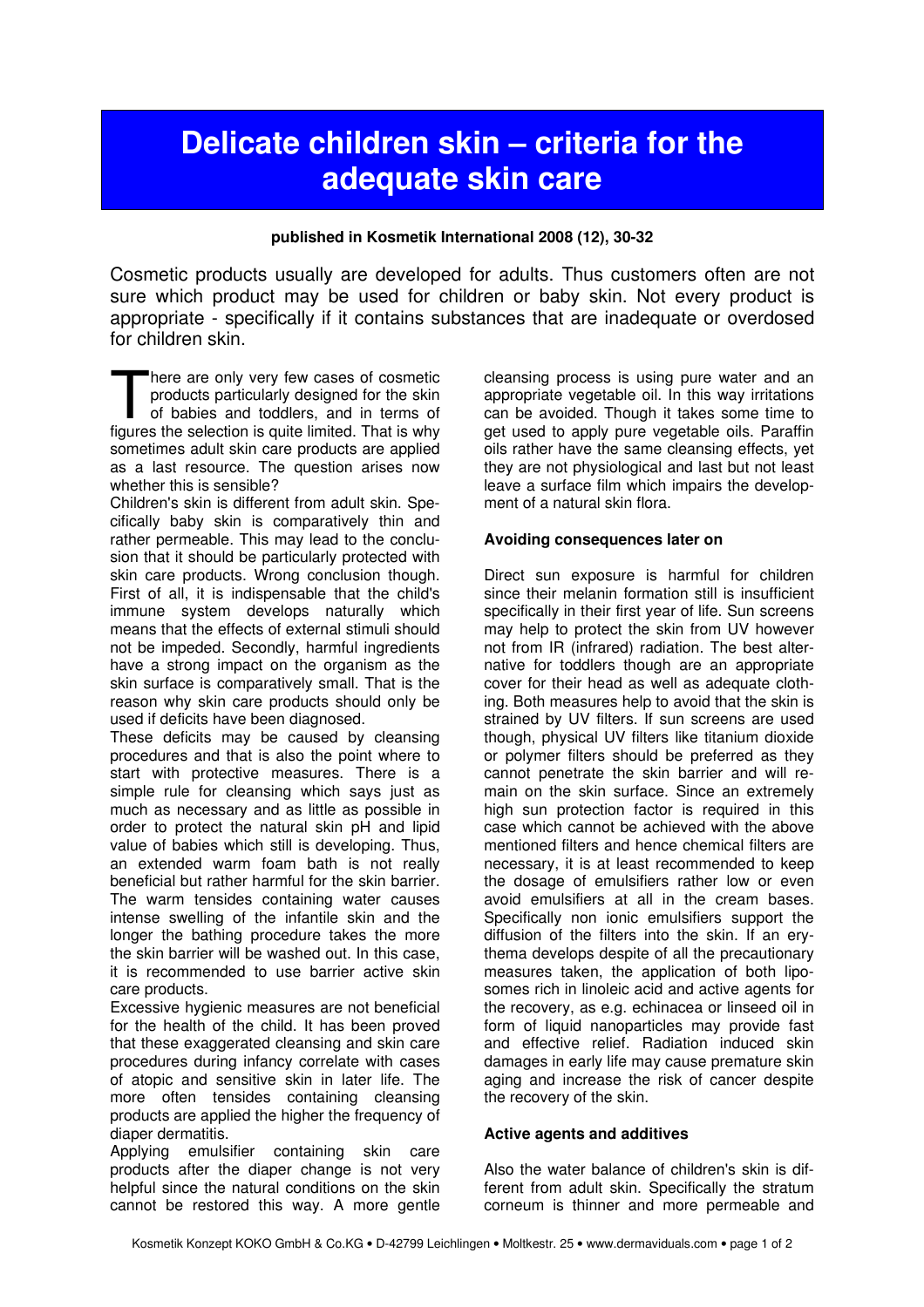# Delicate children skin – criteria for the adequate skin care

**published in Kosmetik International 2008 (12), 30-32**

Cosmetic products usually are developed for adults. Thus customers often are not sure which product may be used for children or baby skin. Not every product is appropriate - specifically if it contains substances that are inadequate or overdosed for children skin.

There are only very few cases of cosmetic products particularly designed for the skin of babies and toddlers, and in terms of figures the selection is quite limited. That is why sometimes adult skin care products are applied as a last resource. The question arises now whether this is sensible?

Children's skin is different from adult skin. Specifically baby skin is comparatively thin and rather permeable. This may lead to the conclusion that it should be particularly protected with skin care products. Wrong conclusion though. First of all, it is indispensable that the child's immune system develops naturally which means that the effects of external stimuli should not be impeded. Secondly, harmful ingredients have a strong impact on the organism as the skin surface is comparatively small. That is the reason why skin care products should only be used if deficits have been diagnosed.

These deficits may be caused by cleansing procedures and that is also the point where to start with protective measures. There is a simple rule for cleansing which says just as much as necessary and as little as possible in order to protect the natural skin pH and lipid value of babies which still is developing. Thus, an extended warm foam bath is not really beneficial but rather harmful for the skin barrier. The warm tensides containing water causes intense swelling of the infantile skin and the longer the bathing procedure takes the more the skin barrier will be washed out. In this case, it is recommended to use barrier active skin care products.

Excessive hygienic measures are not beneficial for the health of the child. It has been proved that these exaggerated cleansing and skin care procedures during infancy correlate with cases of atopic and sensitive skin in later life. The more often tensides containing cleansing products are applied the higher the frequency of diaper dermatitis.

Applying emulsifier containing skin care products after the diaper change is not very helpful since the natural conditions on the skin cannot be restored this way. A more gentle cleansing process is using pure water and an appropriate vegetable oil. In this way irritations can be avoided. Though it takes some time to get used to apply pure vegetable oils. Paraffin oils rather have the same cleansing effects, yet they are not physiological and last but not least leave a surface film which impairs the development of a natural skin flora.

## Avoiding consequences later on

Direct sun exposure is harmful for children since their melanin formation still is insufficient specifically in their first year of life. Sun screens may help to protect the skin from UV however not from IR (infrared) radiation. The best alternative for toddlers though are an appropriate cover for their head as well as adequate clothing. Both measures help to avoid that the skin is strained by UV filters. If sun screens are used though, physical UV filters like titanium dioxide or polymer filters should be preferred as they cannot penetrate the skin barrier and will remain on the skin surface. Since an extremely high sun protection factor is required in this case which cannot be achieved with the above mentioned filters and hence chemical filters are necessary, it is at least recommended to keep the dosage of emulsifiers rather low or even avoid emulsifiers at all in the cream bases. Specifically non ionic emulsifiers support the diffusion of the filters into the skin. If an erythema develops despite of all the precautionary measures taken, the application of both liposomes rich in linoleic acid and active agents for the recovery, as e.g. echinacea or linseed oil in form of liquid nanoparticles may provide fast and effective relief. Radiation induced skin damages in early life may cause premature skin aging and increase the risk of cancer despite the recovery of the skin.

## Active agents and additives

Also the water balance of children's skin is different from adult skin. Specifically the stratum corneum is thinner and more permeable and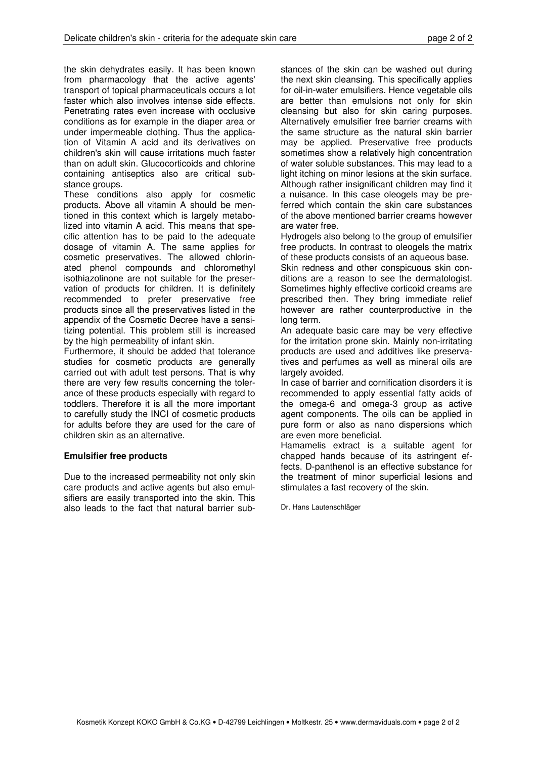the skin dehydrates easily. It has been known from pharmacology that the active agents' transport of topical pharmaceuticals occurs a lot faster which also involves intense side effects. Penetrating rates even increase with occlusive conditions as for example in the diaper area or under impermeable clothing. Thus the application of Vitamin A acid and its derivatives on children's skin will cause irritations much faster than on adult skin. Glucocorticoids and chlorine containing antiseptics also are critical substance groups.

These conditions also apply for cosmetic products. Above all vitamin A should be mentioned in this context which is largely metabolized into vitamin A acid. This means that specific attention has to be paid to the adequate dosage of vitamin A. The same applies for cosmetic preservatives. The allowed chlorinated phenol compounds and chloromethyl isothiazolinone are not suitable for the preservation of products for children. It is definitely recommended to prefer preservative free products since all the preservatives listed in the appendix of the Cosmetic Decree have a sensitizing potential. This problem still is increased by the high permeability of infant skin.

Furthermore, it should be added that tolerance studies for cosmetic products are generally carried out with adult test persons. That is why there are very few results concerning the tolerance of these products especially with regard to toddlers. Therefore it is all the more important to carefully study the INCI of cosmetic products for adults before they are used for the care of children skin as an alternative.

**Emulsifier free products**

Due to the increased permeability not only skin care products and active agents but also emulsifiers are easily transported into the skin. This also leads to the fact that natural barrier substances of the skin can be washed out during the next skin cleansing. This specifically applies for oil-in-water emulsifiers. Hence vegetable oils are better than emulsions not only for skin cleansing but also for skin caring purposes. Alternatively emulsifier free barrier creams with the same structure as the natural skin barrier may be applied. Preservative free products sometimes show a relatively high concentration of water soluble substances. This may lead to a light itching on minor lesions at the skin surface. Although rather insignificant children may find it a nuisance. In this case oleogels may be preferred which contain the skin care substances of the above mentioned barrier creams however are water free.

Hydrogels also belong to the group of emulsifier free products. In contrast to oleogels the matrix of these products consists of an aqueous base.

Skin redness and other conspicuous skin conditions are a reason to see the dermatologist. Sometimes highly effective corticoid creams are prescribed then. They bring immediate relief however are rather counterproductive in the long term.

An adequate basic care may be very effective for the irritation prone skin. Mainly non-irritating products are used and additives like preservatives and perfumes as well as mineral oils are largely avoided.

In case of barrier and cornification disorders it is recommended to apply essential fatty acids of the omega-6 and omega-3 group as active agent components. The oils can be applied in pure form or also as nano dispersions which are even more beneficial.

Hamamelis extract is a suitable agent for chapped hands because of its astringent effects. D-panthenol is an effective substance for the treatment of minor superficial lesions and stimulates a fast recovery of the skin.

Dr. Hans Lautenschläger